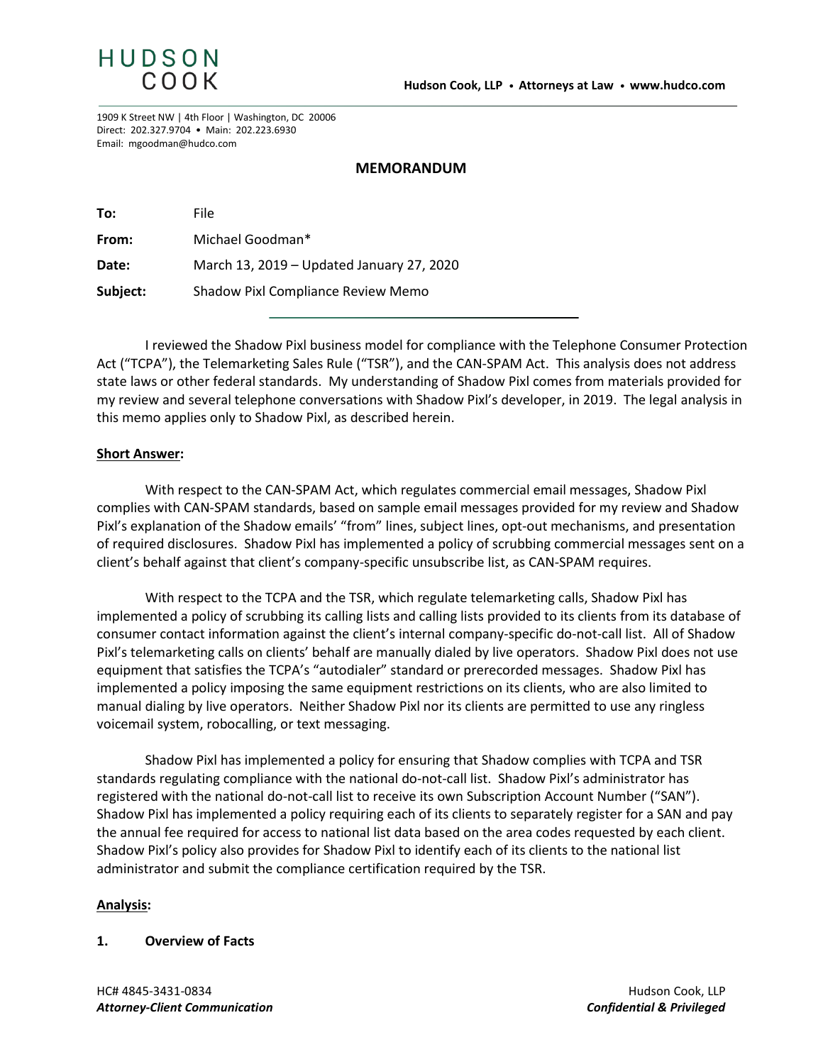HUDSON
COOK

**Hudson Cook, LLP • Attorneys at Law • www.hudco.com**

1909 K Street NW | 4th Floor | Washington, DC 20006
Direct: 202.327.9704 • Main: 202.223.6930
Email: mgoodman@hudco.com

## MEMORANDUM

| | |
|---|---|
| **To:** | File |
| **From:** | Michael Goodman* |
| **Date:** | March 13, 2019 – Updated January 27, 2020 |
| **Subject:** | Shadow Pixl Compliance Review Memo |

I reviewed the Shadow Pixl business model for compliance with the Telephone Consumer Protection Act ("TCPA"), the Telemarketing Sales Rule ("TSR"), and the CAN-SPAM Act. This analysis does not address state laws or other federal standards. My understanding of Shadow Pixl comes from materials provided for my review and several telephone conversations with Shadow Pixl's developer, in 2019. The legal analysis in this memo applies only to Shadow Pixl, as described herein.

**Short Answer:**

With respect to the CAN-SPAM Act, which regulates commercial email messages, Shadow Pixl complies with CAN-SPAM standards, based on sample email messages provided for my review and Shadow Pixl's explanation of the Shadow emails' "from" lines, subject lines, opt-out mechanisms, and presentation of required disclosures. Shadow Pixl has implemented a policy of scrubbing commercial messages sent on a client's behalf against that client's company-specific unsubscribe list, as CAN-SPAM requires.

With respect to the TCPA and the TSR, which regulate telemarketing calls, Shadow Pixl has implemented a policy of scrubbing its calling lists and calling lists provided to its clients from its database of consumer contact information against the client's internal company-specific do-not-call list. All of Shadow Pixl's telemarketing calls on clients' behalf are manually dialed by live operators. Shadow Pixl does not use equipment that satisfies the TCPA's "autodialer" standard or prerecorded messages. Shadow Pixl has implemented a policy imposing the same equipment restrictions on its clients, who are also limited to manual dialing by live operators. Neither Shadow Pixl nor its clients are permitted to use any ringless voicemail system, robocalling, or text messaging.

Shadow Pixl has implemented a policy for ensuring that Shadow complies with TCPA and TSR standards regulating compliance with the national do-not-call list. Shadow Pixl's administrator has registered with the national do-not-call list to receive its own Subscription Account Number ("SAN"). Shadow Pixl has implemented a policy requiring each of its clients to separately register for a SAN and pay the annual fee required for access to national list data based on the area codes requested by each client. Shadow Pixl's policy also provides for Shadow Pixl to identify each of its clients to the national list administrator and submit the compliance certification required by the TSR.

**Analysis:**

### 1. Overview of Facts

HC# 4845-3431-0834
*Attorney-Client Communication*

Hudson Cook, LLP
***Confidential & Privileged***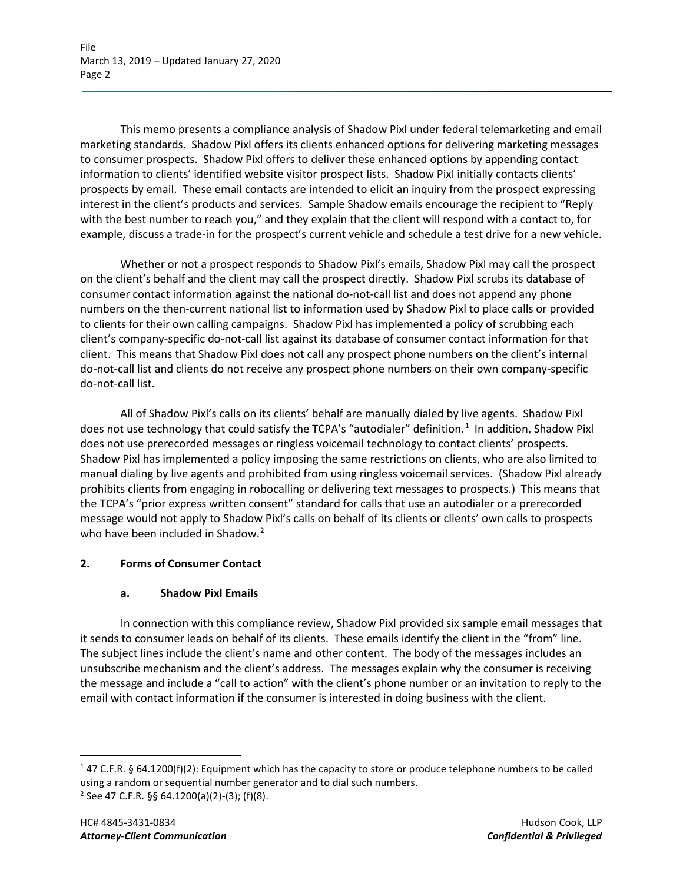This memo presents a compliance analysis of Shadow Pixl under federal telemarketing and email marketing standards. Shadow Pixl offers its clients enhanced options for delivering marketing messages to consumer prospects. Shadow Pixl offers to deliver these enhanced options by appending contact information to clients' identified website visitor prospect lists. Shadow Pixl initially contacts clients' prospects by email. These email contacts are intended to elicit an inquiry from the prospect expressing interest in the client's products and services. Sample Shadow emails encourage the recipient to "Reply with the best number to reach you," and they explain that the client will respond with a contact to, for example, discuss a trade-in for the prospect's current vehicle and schedule a test drive for a new vehicle.

Whether or not a prospect responds to Shadow Pixl's emails, Shadow Pixl may call the prospect on the client's behalf and the client may call the prospect directly. Shadow Pixl scrubs its database of consumer contact information against the national do-not-call list and does not append any phone numbers on the then-current national list to information used by Shadow Pixl to place calls or provided to clients for their own calling campaigns. Shadow Pixl has implemented a policy of scrubbing each client's company-specific do-not-call list against its database of consumer contact information for that client. This means that Shadow Pixl does not call any prospect phone numbers on the client's internal do-not-call list and clients do not receive any prospect phone numbers on their own company-specific do-not-call list.

All of Shadow Pixl's calls on its clients' behalf are manually dialed by live agents. Shadow Pixl does not use technology that could satisfy the TCPA's "autodialer" definition.[1] In addition, Shadow Pixl does not use prerecorded messages or ringless voicemail technology to contact clients' prospects. Shadow Pixl has implemented a policy imposing the same restrictions on clients, who are also limited to manual dialing by live agents and prohibited from using ringless voicemail services. (Shadow Pixl already prohibits clients from engaging in robocalling or delivering text messages to prospects.) This means that the TCPA's "prior express written consent" standard for calls that use an autodialer or a prerecorded message would not apply to Shadow Pixl's calls on behalf of its clients or clients' own calls to prospects who have been included in Shadow.[2]

## 2. Forms of Consumer Contact

### a. Shadow Pixl Emails

In connection with this compliance review, Shadow Pixl provided six sample email messages that it sends to consumer leads on behalf of its clients. These emails identify the client in the "from" line. The subject lines include the client's name and other content. The body of the messages includes an unsubscribe mechanism and the client's address. The messages explain why the consumer is receiving the message and include a "call to action" with the client's phone number or an invitation to reply to the email with contact information if the consumer is interested in doing business with the client.

---

[1] 47 C.F.R. § 64.1200(f)(2): Equipment which has the capacity to store or produce telephone numbers to be called using a random or sequential number generator and to dial such numbers.

[2] See 47 C.F.R. §§ 64.1200(a)(2)-(3); (f)(8).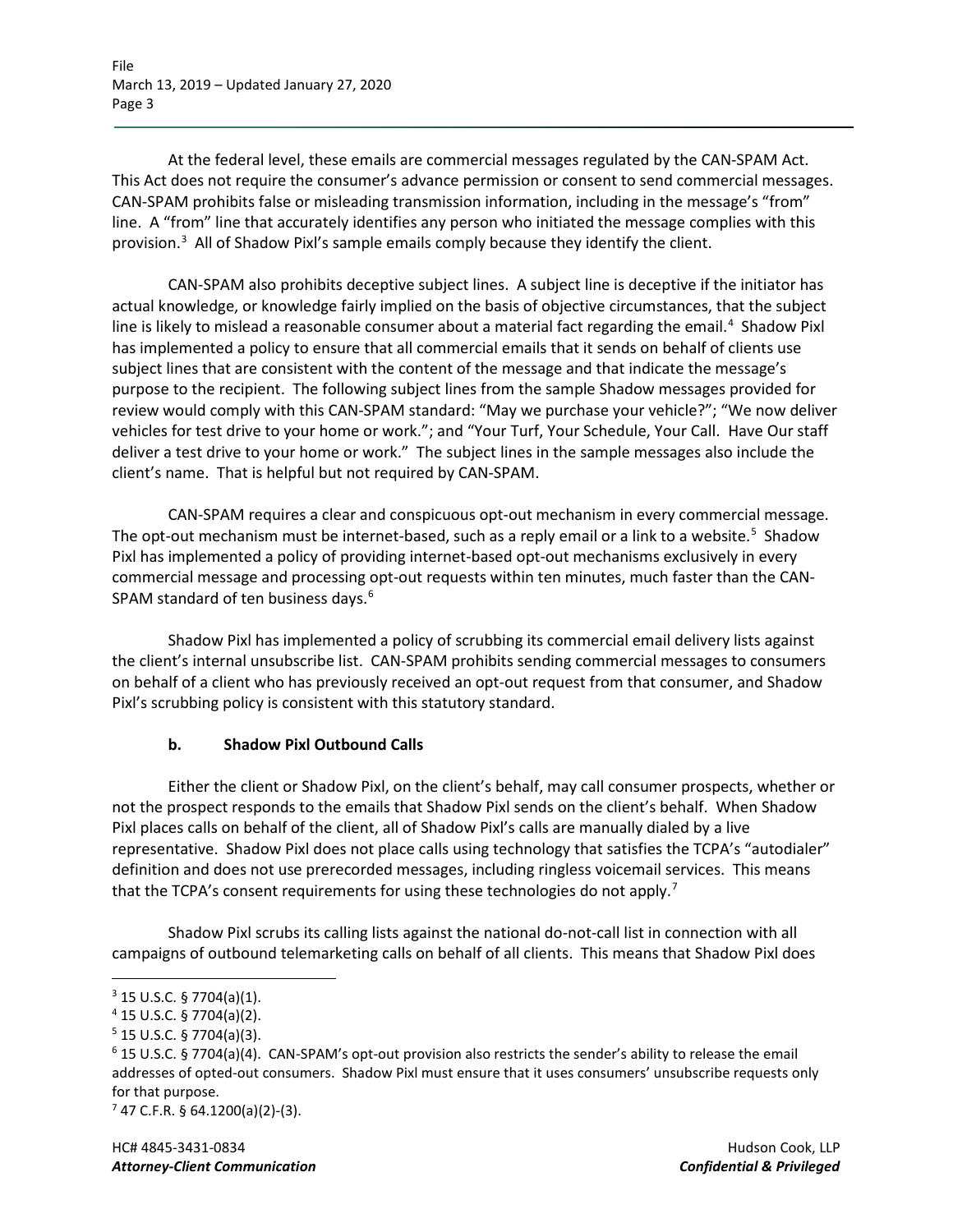At the federal level, these emails are commercial messages regulated by the CAN-SPAM Act. This Act does not require the consumer's advance permission or consent to send commercial messages. CAN-SPAM prohibits false or misleading transmission information, including in the message's "from" line. A "from" line that accurately identifies any person who initiated the message complies with this provision.[3] All of Shadow Pixl's sample emails comply because they identify the client.

CAN-SPAM also prohibits deceptive subject lines. A subject line is deceptive if the initiator has actual knowledge, or knowledge fairly implied on the basis of objective circumstances, that the subject line is likely to mislead a reasonable consumer about a material fact regarding the email.[4] Shadow Pixl has implemented a policy to ensure that all commercial emails that it sends on behalf of clients use subject lines that are consistent with the content of the message and that indicate the message's purpose to the recipient. The following subject lines from the sample Shadow messages provided for review would comply with this CAN-SPAM standard: "May we purchase your vehicle?"; "We now deliver vehicles for test drive to your home or work."; and "Your Turf, Your Schedule, Your Call. Have Our staff deliver a test drive to your home or work." The subject lines in the sample messages also include the client's name. That is helpful but not required by CAN-SPAM.

CAN-SPAM requires a clear and conspicuous opt-out mechanism in every commercial message. The opt-out mechanism must be internet-based, such as a reply email or a link to a website.[5] Shadow Pixl has implemented a policy of providing internet-based opt-out mechanisms exclusively in every commercial message and processing opt-out requests within ten minutes, much faster than the CAN-SPAM standard of ten business days.[6]

Shadow Pixl has implemented a policy of scrubbing its commercial email delivery lists against the client's internal unsubscribe list. CAN-SPAM prohibits sending commercial messages to consumers on behalf of a client who has previously received an opt-out request from that consumer, and Shadow Pixl's scrubbing policy is consistent with this statutory standard.

### b. Shadow Pixl Outbound Calls

Either the client or Shadow Pixl, on the client's behalf, may call consumer prospects, whether or not the prospect responds to the emails that Shadow Pixl sends on the client's behalf. When Shadow Pixl places calls on behalf of the client, all of Shadow Pixl's calls are manually dialed by a live representative. Shadow Pixl does not place calls using technology that satisfies the TCPA's "autodialer" definition and does not use prerecorded messages, including ringless voicemail services. This means that the TCPA's consent requirements for using these technologies do not apply.[7]

Shadow Pixl scrubs its calling lists against the national do-not-call list in connection with all campaigns of outbound telemarketing calls on behalf of all clients. This means that Shadow Pixl does

---

[3] 15 U.S.C. § 7704(a)(1).

[4] 15 U.S.C. § 7704(a)(2).

[5] 15 U.S.C. § 7704(a)(3).

[6] 15 U.S.C. § 7704(a)(4). CAN-SPAM's opt-out provision also restricts the sender's ability to release the email addresses of opted-out consumers. Shadow Pixl must ensure that it uses consumers' unsubscribe requests only for that purpose.

[7] 47 C.F.R. § 64.1200(a)(2)-(3).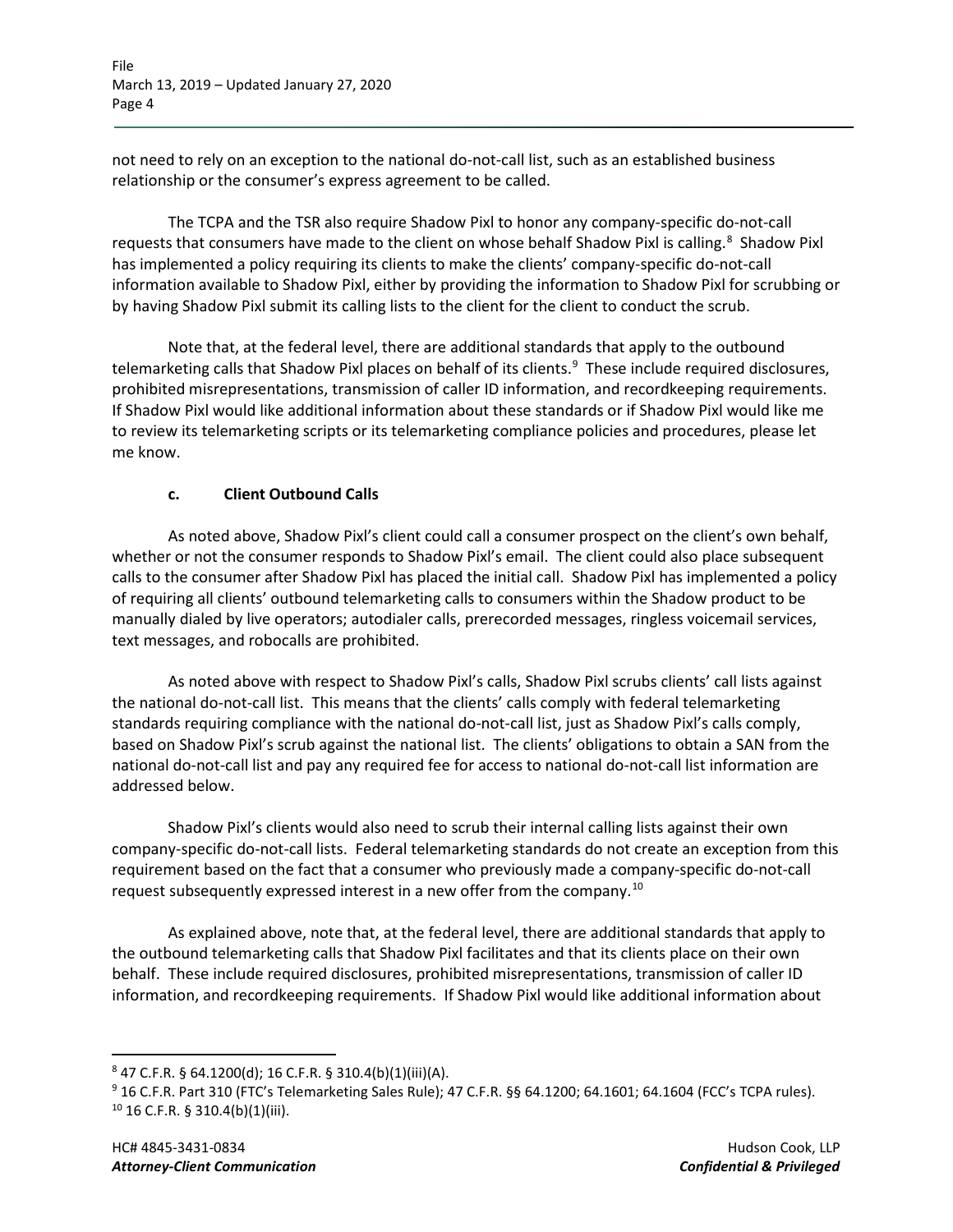not need to rely on an exception to the national do-not-call list, such as an established business relationship or the consumer's express agreement to be called.

The TCPA and the TSR also require Shadow Pixl to honor any company-specific do-not-call requests that consumers have made to the client on whose behalf Shadow Pixl is calling.[8] Shadow Pixl has implemented a policy requiring its clients to make the clients' company-specific do-not-call information available to Shadow Pixl, either by providing the information to Shadow Pixl for scrubbing or by having Shadow Pixl submit its calling lists to the client for the client to conduct the scrub.

Note that, at the federal level, there are additional standards that apply to the outbound telemarketing calls that Shadow Pixl places on behalf of its clients.[9] These include required disclosures, prohibited misrepresentations, transmission of caller ID information, and recordkeeping requirements. If Shadow Pixl would like additional information about these standards or if Shadow Pixl would like me to review its telemarketing scripts or its telemarketing compliance policies and procedures, please let me know.

#### c. Client Outbound Calls

As noted above, Shadow Pixl's client could call a consumer prospect on the client's own behalf, whether or not the consumer responds to Shadow Pixl's email. The client could also place subsequent calls to the consumer after Shadow Pixl has placed the initial call. Shadow Pixl has implemented a policy of requiring all clients' outbound telemarketing calls to consumers within the Shadow product to be manually dialed by live operators; autodialer calls, prerecorded messages, ringless voicemail services, text messages, and robocalls are prohibited.

As noted above with respect to Shadow Pixl's calls, Shadow Pixl scrubs clients' call lists against the national do-not-call list. This means that the clients' calls comply with federal telemarketing standards requiring compliance with the national do-not-call list, just as Shadow Pixl's calls comply, based on Shadow Pixl's scrub against the national list. The clients' obligations to obtain a SAN from the national do-not-call list and pay any required fee for access to national do-not-call list information are addressed below.

Shadow Pixl's clients would also need to scrub their internal calling lists against their own company-specific do-not-call lists. Federal telemarketing standards do not create an exception from this requirement based on the fact that a consumer who previously made a company-specific do-not-call request subsequently expressed interest in a new offer from the company.[10]

As explained above, note that, at the federal level, there are additional standards that apply to the outbound telemarketing calls that Shadow Pixl facilitates and that its clients place on their own behalf. These include required disclosures, prohibited misrepresentations, transmission of caller ID information, and recordkeeping requirements. If Shadow Pixl would like additional information about

---

[8] 47 C.F.R. § 64.1200(d); 16 C.F.R. § 310.4(b)(1)(iii)(A).

[9] 16 C.F.R. Part 310 (FTC's Telemarketing Sales Rule); 47 C.F.R. §§ 64.1200; 64.1601; 64.1604 (FCC's TCPA rules).

[10] 16 C.F.R. § 310.4(b)(1)(iii).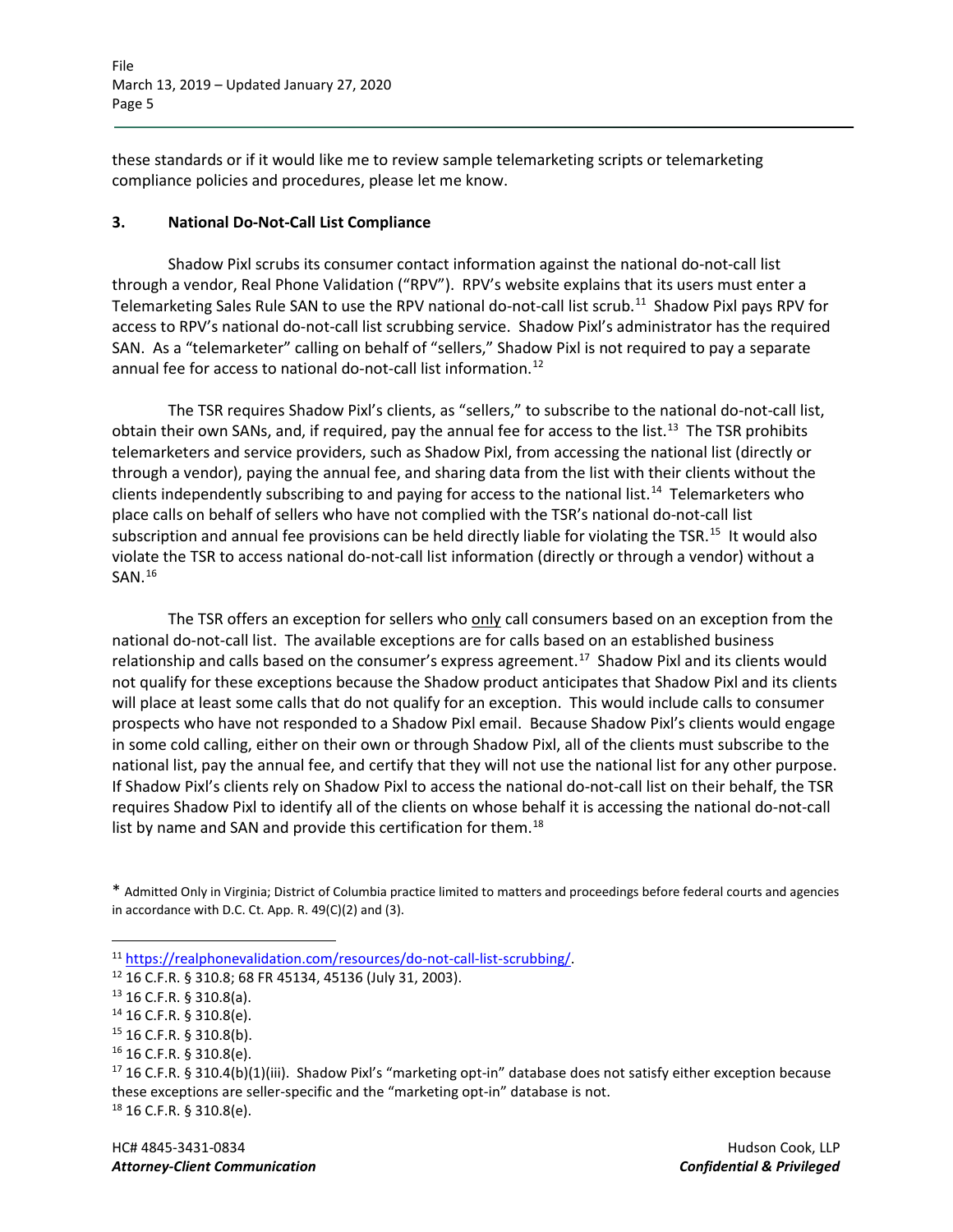these standards or if it would like me to review sample telemarketing scripts or telemarketing compliance policies and procedures, please let me know.

### 3. National Do-Not-Call List Compliance

Shadow Pixl scrubs its consumer contact information against the national do-not-call list through a vendor, Real Phone Validation ("RPV"). RPV's website explains that its users must enter a Telemarketing Sales Rule SAN to use the RPV national do-not-call list scrub.[11] Shadow Pixl pays RPV for access to RPV's national do-not-call list scrubbing service. Shadow Pixl's administrator has the required SAN. As a "telemarketer" calling on behalf of "sellers," Shadow Pixl is not required to pay a separate annual fee for access to national do-not-call list information.[12]

The TSR requires Shadow Pixl's clients, as "sellers," to subscribe to the national do-not-call list, obtain their own SANs, and, if required, pay the annual fee for access to the list.[13] The TSR prohibits telemarketers and service providers, such as Shadow Pixl, from accessing the national list (directly or through a vendor), paying the annual fee, and sharing data from the list with their clients without the clients independently subscribing to and paying for access to the national list.[14] Telemarketers who place calls on behalf of sellers who have not complied with the TSR's national do-not-call list subscription and annual fee provisions can be held directly liable for violating the TSR.[15] It would also violate the TSR to access national do-not-call list information (directly or through a vendor) without a SAN.[16]

The TSR offers an exception for sellers who <u>only</u> call consumers based on an exception from the national do-not-call list. The available exceptions are for calls based on an established business relationship and calls based on the consumer's express agreement.[17] Shadow Pixl and its clients would not qualify for these exceptions because the Shadow product anticipates that Shadow Pixl and its clients will place at least some calls that do not qualify for an exception. This would include calls to consumer prospects who have not responded to a Shadow Pixl email. Because Shadow Pixl's clients would engage in some cold calling, either on their own or through Shadow Pixl, all of the clients must subscribe to the national list, pay the annual fee, and certify that they will not use the national list for any other purpose. If Shadow Pixl's clients rely on Shadow Pixl to access the national do-not-call list on their behalf, the TSR requires Shadow Pixl to identify all of the clients on whose behalf it is accessing the national do-not-call list by name and SAN and provide this certification for them.[18]

\* Admitted Only in Virginia; District of Columbia practice limited to matters and proceedings before federal courts and agencies in accordance with D.C. Ct. App. R. 49(C)(2) and (3).

---

[11] https://realphonevalidation.com/resources/do-not-call-list-scrubbing/.

[12] 16 C.F.R. § 310.8; 68 FR 45134, 45136 (July 31, 2003).

[13] 16 C.F.R. § 310.8(a).

[14] 16 C.F.R. § 310.8(e).

[15] 16 C.F.R. § 310.8(b).

[16] 16 C.F.R. § 310.8(e).

[17] 16 C.F.R. § 310.4(b)(1)(iii). Shadow Pixl's "marketing opt-in" database does not satisfy either exception because these exceptions are seller-specific and the "marketing opt-in" database is not.

[18] 16 C.F.R. § 310.8(e).